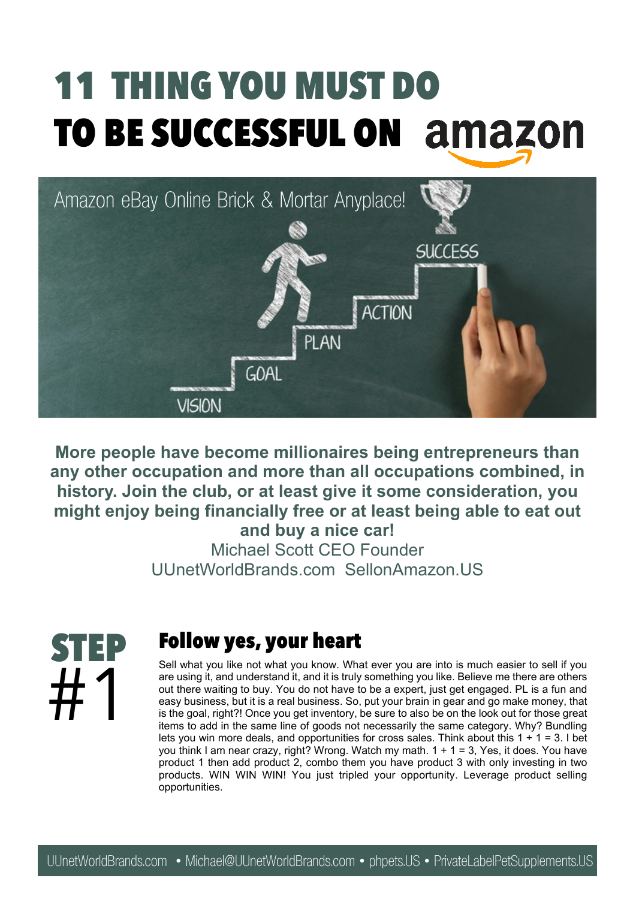# 11 THING YOU MUST DO TO BE SUCCESSFUL ON amazon

**More people have become millionaires being entrepreneurs than any other occupation and more than all occupations combined, in history. Join the club, or at least give it some consideration, you might enjoy being financially free or at least being able to eat out and buy a nice car!**

Michael Scott CEO Founder
UUnetWorldBrands.com SellonAmazon.US

## STEP #1 Follow yes, your heart

Sell what you like not what you know. What ever you are into is much easier to sell if you are using it, and understand it, and it is truly something you like. Believe me there are others out there waiting to buy. You do not have to be a expert, just get engaged. PL is a fun and easy business, but it is a real business. So, put your brain in gear and go make money, that is the goal, right?! Once you get inventory, be sure to also be on the look out for those great items to add in the same line of goods not necessarily the same category. Why? Bundling lets you win more deals, and opportunities for cross sales. Think about this 1 + 1 = 3. I bet you think I am near crazy, right? Wrong. Watch my math. 1 + 1 = 3, Yes, it does. You have product 1 then add product 2, combo them you have product 3 with only investing in two products. WIN WIN WIN! You just tripled your opportunity. Leverage product selling opportunities.

UUnetWorldBrands.com • Michael@UUnetWorldBrands.com • phpets.US • PrivateLabelPetSupplements.US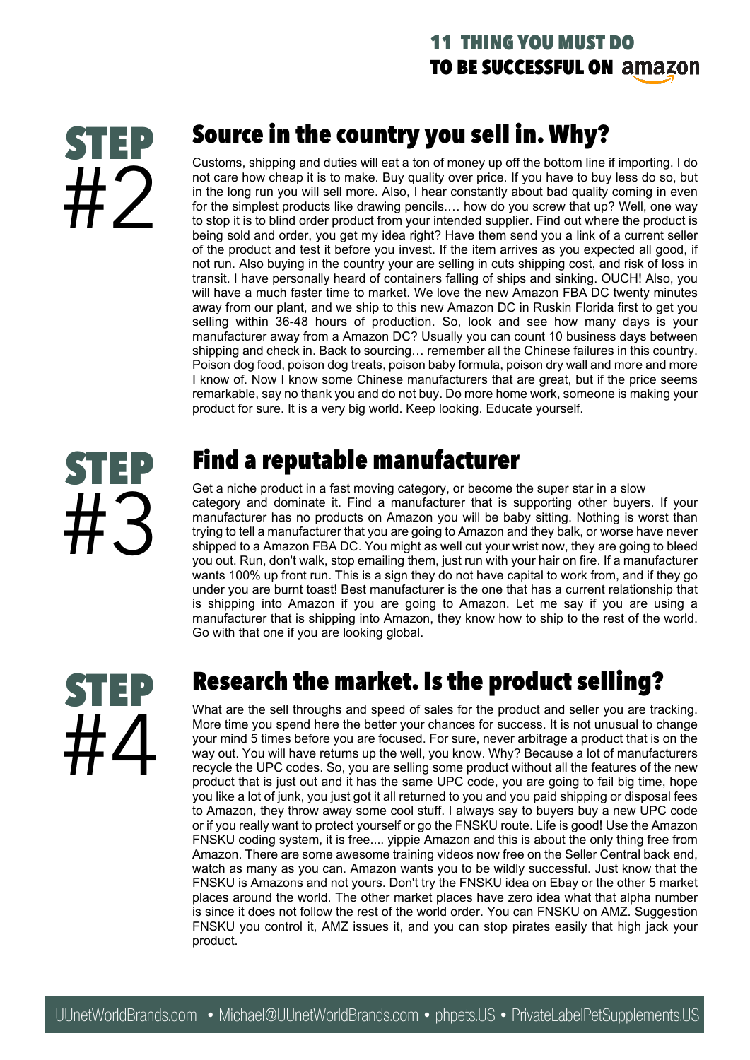## STEP #2

### Source in the country you sell in. Why?

Customs, shipping and duties will eat a ton of money up off the bottom line if importing. I do not care how cheap it is to make. Buy quality over price. If you have to buy less do so, but in the long run you will sell more. Also, I hear constantly about bad quality coming in even for the simplest products like drawing pencils…. how do you screw that up? Well, one way to stop it is to blind order product from your intended supplier. Find out where the product is being sold and order, you get my idea right? Have them send you a link of a current seller of the product and test it before you invest. If the item arrives as you expected all good, if not run. Also buying in the country your are selling in cuts shipping cost, and risk of loss in transit. I have personally heard of containers falling of ships and sinking. OUCH! Also, you will have a much faster time to market. We love the new Amazon FBA DC twenty minutes away from our plant, and we ship to this new Amazon DC in Ruskin Florida first to get you selling within 36-48 hours of production. So, look and see how many days is your manufacturer away from a Amazon DC? Usually you can count 10 business days between shipping and check in. Back to sourcing… remember all the Chinese failures in this country. Poison dog food, poison dog treats, poison baby formula, poison dry wall and more and more I know of. Now I know some Chinese manufacturers that are great, but if the price seems remarkable, say no thank you and do not buy. Do more home work, someone is making your product for sure. It is a very big world. Keep looking. Educate yourself.

## STEP #3

### Find a reputable manufacturer

Get a niche product in a fast moving category, or become the super star in a slow category and dominate it. Find a manufacturer that is supporting other buyers. If your manufacturer has no products on Amazon you will be baby sitting. Nothing is worst than trying to tell a manufacturer that you are going to Amazon and they balk, or worse have never shipped to a Amazon FBA DC. You might as well cut your wrist now, they are going to bleed you out. Run, don't walk, stop emailing them, just run with your hair on fire. If a manufacturer wants 100% up front run. This is a sign they do not have capital to work from, and if they go under you are burnt toast! Best manufacturer is the one that has a current relationship that is shipping into Amazon if you are going to Amazon. Let me say if you are using a manufacturer that is shipping into Amazon, they know how to ship to the rest of the world. Go with that one if you are looking global.

## STEP #4

### Research the market. Is the product selling?

What are the sell throughs and speed of sales for the product and seller you are tracking. More time you spend here the better your chances for success. It is not unusual to change your mind 5 times before you are focused. For sure, never arbitrage a product that is on the way out. You will have returns up the well, you know. Why? Because a lot of manufacturers recycle the UPC codes. So, you are selling some product without all the features of the new product that is just out and it has the same UPC code, you are going to fail big time, hope you like a lot of junk, you just got it all returned to you and you paid shipping or disposal fees to Amazon, they throw away some cool stuff. I always say to buyers buy a new UPC code or if you really want to protect yourself or go the FNSKU route. Life is good! Use the Amazon FNSKU coding system, it is free.... yippie Amazon and this is about the only thing free from Amazon. There are some awesome training videos now free on the Seller Central back end, watch as many as you can. Amazon wants you to be wildly successful. Just know that the FNSKU is Amazons and not yours. Don't try the FNSKU idea on Ebay or the other 5 market places around the world. The other market places have zero idea what that alpha number is since it does not follow the rest of the world order. You can FNSKU on AMZ. Suggestion FNSKU you control it, AMZ issues it, and you can stop pirates easily that high jack your product.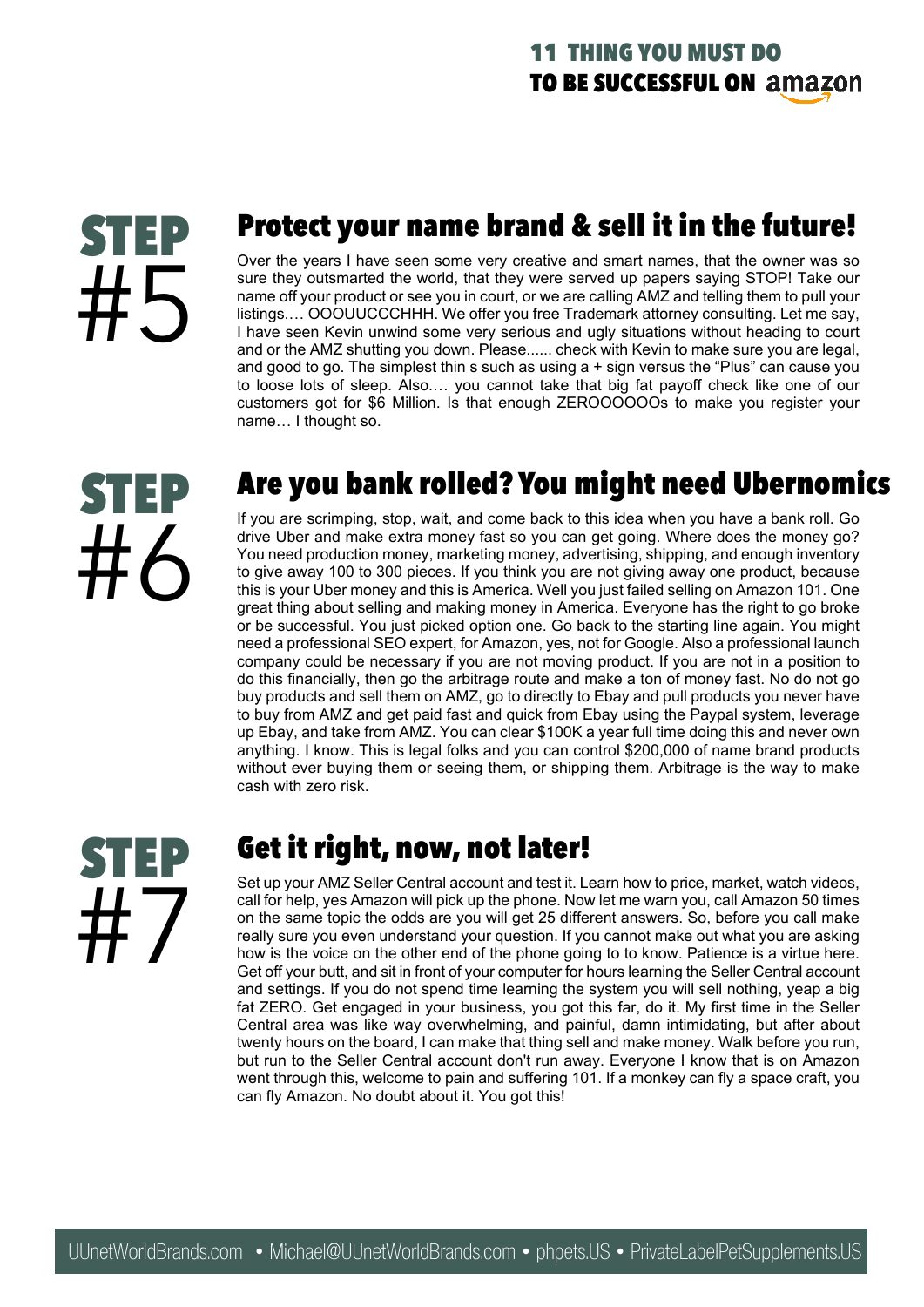## STEP #5

## Protect your name brand & sell it in the future!

Over the years I have seen some very creative and smart names, that the owner was so sure they outsmarted the world, that they were served up papers saying STOP! Take our name off your product or see you in court, or we are calling AMZ and telling them to pull your listings.… OOOUUCCCHHH. We offer you free Trademark attorney consulting. Let me say, I have seen Kevin unwind some very serious and ugly situations without heading to court and or the AMZ shutting you down. Please...... check with Kevin to make sure you are legal, and good to go. The simplest thin s such as using a + sign versus the “Plus” can cause you to loose lots of sleep. Also.… you cannot take that big fat payoff check like one of our customers got for $6 Million. Is that enough ZEROOOOOOs to make you register your name… I thought so.

## STEP #6

## Are you bank rolled? You might need Ubernomics

If you are scrimping, stop, wait, and come back to this idea when you have a bank roll. Go drive Uber and make extra money fast so you can get going. Where does the money go? You need production money, marketing money, advertising, shipping, and enough inventory to give away 100 to 300 pieces. If you think you are not giving away one product, because this is your Uber money and this is America. Well you just failed selling on Amazon 101. One great thing about selling and making money in America. Everyone has the right to go broke or be successful. You just picked option one. Go back to the starting line again. You might need a professional SEO expert, for Amazon, yes, not for Google. Also a professional launch company could be necessary if you are not moving product. If you are not in a position to do this financially, then go the arbitrage route and make a ton of money fast. No do not go buy products and sell them on AMZ, go to directly to Ebay and pull products you never have to buy from AMZ and get paid fast and quick from Ebay using the Paypal system, leverage up Ebay, and take from AMZ. You can clear $100K a year full time doing this and never own anything. I know. This is legal folks and you can control $200,000 of name brand products without ever buying them or seeing them, or shipping them. Arbitrage is the way to make cash with zero risk.

## STEP #7

## Get it right, now, not later!

Set up your AMZ Seller Central account and test it. Learn how to price, market, watch videos, call for help, yes Amazon will pick up the phone. Now let me warn you, call Amazon 50 times on the same topic the odds are you will get 25 different answers. So, before you call make really sure you even understand your question. If you cannot make out what you are asking how is the voice on the other end of the phone going to to know. Patience is a virtue here. Get off your butt, and sit in front of your computer for hours learning the Seller Central account and settings. If you do not spend time learning the system you will sell nothing, yeap a big fat ZERO. Get engaged in your business, you got this far, do it. My first time in the Seller Central area was like way overwhelming, and painful, damn intimidating, but after about twenty hours on the board, I can make that thing sell and make money. Walk before you run, but run to the Seller Central account don't run away. Everyone I know that is on Amazon went through this, welcome to pain and suffering 101. If a monkey can fly a space craft, you can fly Amazon. No doubt about it. You got this!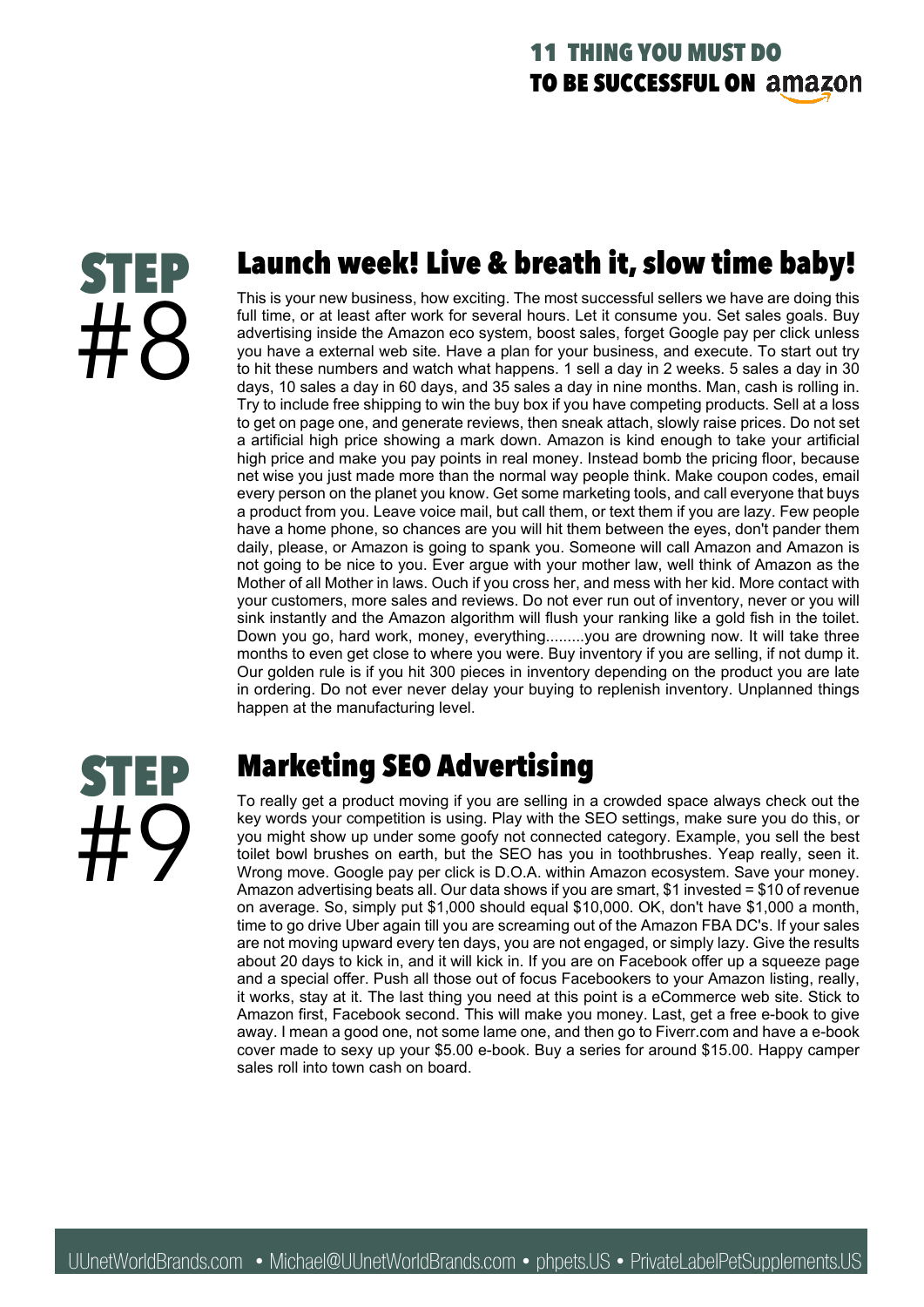## STEP #8

### Launch week! Live & breath it, slow time baby!

This is your new business, how exciting. The most successful sellers we have are doing this full time, or at least after work for several hours. Let it consume you. Set sales goals. Buy advertising inside the Amazon eco system, boost sales, forget Google pay per click unless you have a external web site. Have a plan for your business, and execute. To start out try to hit these numbers and watch what happens. 1 sell a day in 2 weeks. 5 sales a day in 30 days, 10 sales a day in 60 days, and 35 sales a day in nine months. Man, cash is rolling in. Try to include free shipping to win the buy box if you have competing products. Sell at a loss to get on page one, and generate reviews, then sneak attach, slowly raise prices. Do not set a artificial high price showing a mark down. Amazon is kind enough to take your artificial high price and make you pay points in real money. Instead bomb the pricing floor, because net wise you just made more than the normal way people think. Make coupon codes, email every person on the planet you know. Get some marketing tools, and call everyone that buys a product from you. Leave voice mail, but call them, or text them if you are lazy. Few people have a home phone, so chances are you will hit them between the eyes, don't pander them daily, please, or Amazon is going to spank you. Someone will call Amazon and Amazon is not going to be nice to you. Ever argue with your mother law, well think of Amazon as the Mother of all Mother in laws. Ouch if you cross her, and mess with her kid. More contact with your customers, more sales and reviews. Do not ever run out of inventory, never or you will sink instantly and the Amazon algorithm will flush your ranking like a gold fish in the toilet. Down you go, hard work, money, everything.........you are drowning now. It will take three months to even get close to where you were. Buy inventory if you are selling, if not dump it. Our golden rule is if you hit 300 pieces in inventory depending on the product you are late in ordering. Do not ever never delay your buying to replenish inventory. Unplanned things happen at the manufacturing level.

## STEP #9

### Marketing SEO Advertising

To really get a product moving if you are selling in a crowded space always check out the key words your competition is using. Play with the SEO settings, make sure you do this, or you might show up under some goofy not connected category. Example, you sell the best toilet bowl brushes on earth, but the SEO has you in toothbrushes. Yeap really, seen it. Wrong move. Google pay per click is D.O.A. within Amazon ecosystem. Save your money. Amazon advertising beats all. Our data shows if you are smart, $1 invested = $10 of revenue on average. So, simply put $1,000 should equal $10,000. OK, don't have $1,000 a month, time to go drive Uber again till you are screaming out of the Amazon FBA DC's. If your sales are not moving upward every ten days, you are not engaged, or simply lazy. Give the results about 20 days to kick in, and it will kick in. If you are on Facebook offer up a squeeze page and a special offer. Push all those out of focus Facebookers to your Amazon listing, really, it works, stay at it. The last thing you need at this point is a eCommerce web site. Stick to Amazon first, Facebook second. This will make you money. Last, get a free e-book to give away. I mean a good one, not some lame one, and then go to Fiverr.com and have a e-book cover made to sexy up your $5.00 e-book. Buy a series for around $15.00. Happy camper sales roll into town cash on board.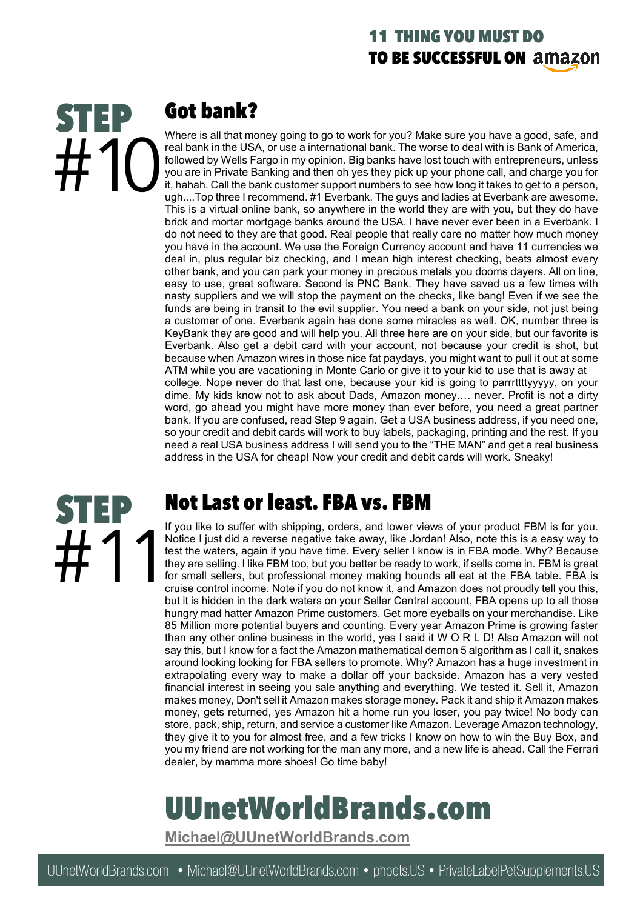## STEP #10

### Got bank?

Where is all that money going to go to work for you? Make sure you have a good, safe, and real bank in the USA, or use a international bank. The worse to deal with is Bank of America, followed by Wells Fargo in my opinion. Big banks have lost touch with entrepreneurs, unless you are in Private Banking and then oh yes they pick up your phone call, and charge you for it, hahah. Call the bank customer support numbers to see how long it takes to get to a person, ugh....Top three I recommend. #1 Everbank. The guys and ladies at Everbank are awesome. This is a virtual online bank, so anywhere in the world they are with you, but they do have brick and mortar mortgage banks around the USA. I have never ever been in a Everbank. I do not need to they are that good. Real people that really care no matter how much money you have in the account. We use the Foreign Currency account and have 11 currencies we deal in, plus regular biz checking, and I mean high interest checking, beats almost every other bank, and you can park your money in precious metals you dooms dayers. All on line, easy to use, great software. Second is PNC Bank. They have saved us a few times with nasty suppliers and we will stop the payment on the checks, like bang! Even if we see the funds are being in transit to the evil supplier. You need a bank on your side, not just being a customer of one. Everbank again has done some miracles as well. OK, number three is KeyBank they are good and will help you. All three here are on your side, but our favorite is Everbank. Also get a debit card with your account, not because your credit is shot, but because when Amazon wires in those nice fat paydays, you might want to pull it out at some ATM while you are vacationing in Monte Carlo or give it to your kid to use that is away at college. Nope never do that last one, because your kid is going to parrrttttyyyyy, on your dime. My kids know not to ask about Dads, Amazon money…. never. Profit is not a dirty word, go ahead you might have more money than ever before, you need a great partner bank. If you are confused, read Step 9 again. Get a USA business address, if you need one, so your credit and debit cards will work to buy labels, packaging, printing and the rest. If you need a real USA business address I will send you to the "THE MAN" and get a real business address in the USA for cheap! Now your credit and debit cards will work. Sneaky!

## STEP #11

### Not Last or least. FBA vs. FBM

If you like to suffer with shipping, orders, and lower views of your product FBM is for you. Notice I just did a reverse negative take away, like Jordan! Also, note this is a easy way to test the waters, again if you have time. Every seller I know is in FBA mode. Why? Because they are selling. I like FBM too, but you better be ready to work, if sells come in. FBM is great for small sellers, but professional money making hounds all eat at the FBA table. FBA is cruise control income. Note if you do not know it, and Amazon does not proudly tell you this, but it is hidden in the dark waters on your Seller Central account, FBA opens up to all those hungry mad hatter Amazon Prime customers. Get more eyeballs on your merchandise. Like 85 Million more potential buyers and counting. Every year Amazon Prime is growing faster than any other online business in the world, yes I said it W O R L D! Also Amazon will not say this, but I know for a fact the Amazon mathematical demon 5 algorithm as I call it, snakes around looking looking for FBA sellers to promote. Why? Amazon has a huge investment in extrapolating every way to make a dollar off your backside. Amazon has a very vested financial interest in seeing you sale anything and everything. We tested it. Sell it, Amazon makes money, Don't sell it Amazon makes storage money. Pack it and ship it Amazon makes money, gets returned, yes Amazon hit a home run you loser, you pay twice! No body can store, pack, ship, return, and service a customer like Amazon. Leverage Amazon technology, they give it to you for almost free, and a few tricks I know on how to win the Buy Box, and you my friend are not working for the man any more, and a new life is ahead. Call the Ferrari dealer, by mamma more shoes! Go time baby!

# UUnetWorldBrands.com

Michael@UUnetWorldBrands.com

UUnetWorldBrands.com • Michael@UUnetWorldBrands.com • phpets.US • PrivateLabelPetSupplements.US